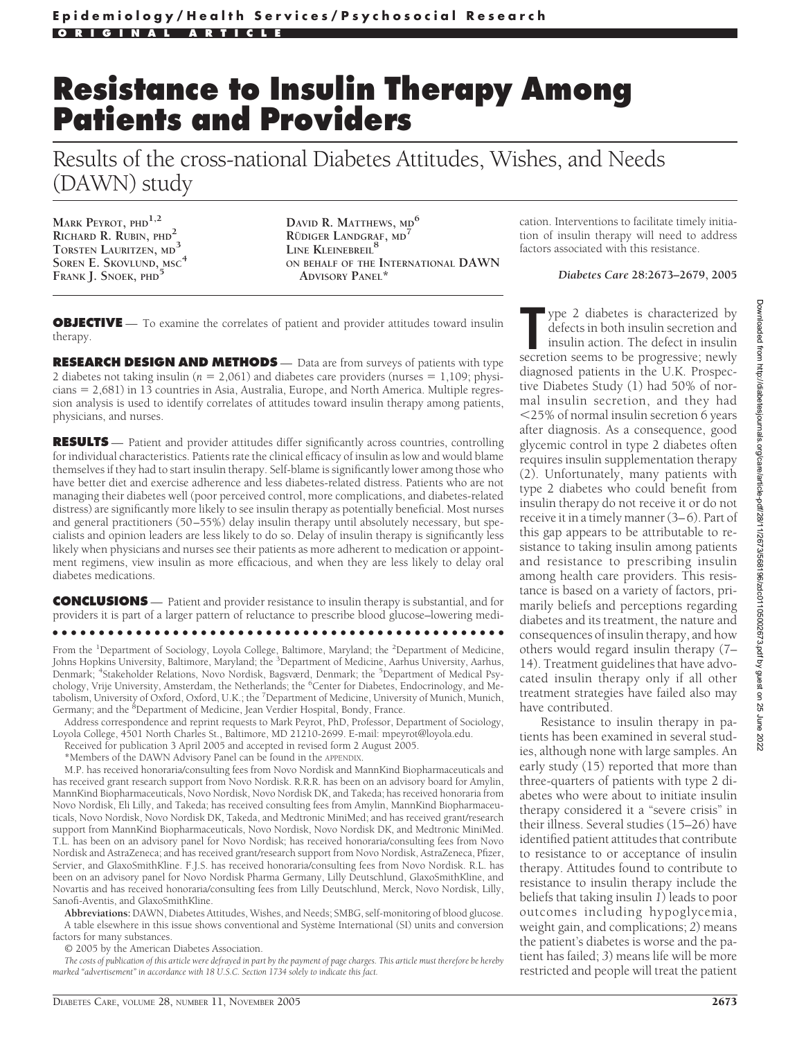Epidemiology/Health Services/Psychosocial Research

ORIGINAL ARTICLE

# Resistance to Insulin Therapy Among Patients and Providers

## Results of the cross-national Diabetes Attitudes, Wishes, and Needs (DAWN) study

MARK PEYROT, PHD[1,2]
RICHARD R. RUBIN, PHD[2]
TORSTEN LAURITZEN, MD[3]
SOREN E. SKOVLUND, MSC[4]
FRANK J. SNOEK, PHD[5]
DAVID R. MATTHEWS, MD[6]
RÜDIGER LANDGRAF, MD[7]
LINE KLEINEBREIL[8]
ON BEHALF OF THE INTERNATIONAL DAWN ADVISORY PANEL*

**OBJECTIVE** — To examine the correlates of patient and provider attitudes toward insulin therapy.

**RESEARCH DESIGN AND METHODS** — Data are from surveys of patients with type 2 diabetes not taking insulin ($n = 2{,}061$) and diabetes care providers (nurses = 1,109; physicians = 2,681) in 13 countries in Asia, Australia, Europe, and North America. Multiple regression analysis is used to identify correlates of attitudes toward insulin therapy among patients, physicians, and nurses.

**RESULTS** — Patient and provider attitudes differ significantly across countries, controlling for individual characteristics. Patients rate the clinical efficacy of insulin as low and would blame themselves if they had to start insulin therapy. Self-blame is significantly lower among those who have better diet and exercise adherence and less diabetes-related distress. Patients who are not managing their diabetes well (poor perceived control, more complications, and diabetes-related distress) are significantly more likely to see insulin therapy as potentially beneficial. Most nurses and general practitioners (50–55%) delay insulin therapy until absolutely necessary, but specialists and opinion leaders are less likely to do so. Delay of insulin therapy is significantly less likely when physicians and nurses see their patients as more adherent to medication or appointment regimens, view insulin as more efficacious, and when they are less likely to delay oral diabetes medications.

**CONCLUSIONS** — Patient and provider resistance to insulin therapy is substantial, and for providers it is part of a larger pattern of reluctance to prescribe blood glucose–lowering medication. Interventions to facilitate timely initiation of insulin therapy will need to address factors associated with this resistance.

*Diabetes Care* **28:2673–2679, 2005**

---

From the [1]Department of Sociology, Loyola College, Baltimore, Maryland; the [2]Department of Medicine, Johns Hopkins University, Baltimore, Maryland; the [3]Department of Medicine, Aarhus University, Aarhus, Denmark; [4]Stakeholder Relations, Novo Nordisk, Bagsværd, Denmark; the [5]Department of Medical Psychology, Vrije University, Amsterdam, the Netherlands; the [6]Center for Diabetes, Endocrinology, and Metabolism, University of Oxford, Oxford, U.K.; the [7]Department of Medicine, University of Munich, Munich, Germany; and the [8]Department of Medicine, Jean Verdier Hospital, Bondy, France.

Address correspondence and reprint requests to Mark Peyrot, PhD, Professor, Department of Sociology, Loyola College, 4501 North Charles St., Baltimore, MD 21210-2699. E-mail: mpeyrot@loyola.edu.

Received for publication 3 April 2005 and accepted in revised form 2 August 2005.

*Members of the DAWN Advisory Panel can be found in the APPENDIX.

M.P. has received honoraria/consulting fees from Novo Nordisk and MannKind Biopharmaceuticals and has received grant research support from Novo Nordisk. R.R.R. has been on an advisory board for Amylin, MannKind Biopharmaceuticals, Novo Nordisk, Novo Nordisk DK, and Takeda; has received honoraria from Novo Nordisk, Eli Lilly, and Takeda; has received consulting fees from Amylin, MannKind Biopharmaceuticals, Novo Nordisk, Novo Nordisk DK, Takeda, and Medtronic MiniMed; and has received grant/research support from MannKind Biopharmaceuticals, Novo Nordisk, Novo Nordisk DK, and Medtronic MiniMed. T.L. has been on an advisory panel for Novo Nordisk; has received honoraria/consulting fees from Novo Nordisk and AstraZeneca; and has received grant/research support from Novo Nordisk, AstraZeneca, Pfizer, Servier, and GlaxoSmithKline. F.J.S. has received honoraria/consulting fees from Novo Nordisk. R.L. has been on an advisory panel for Novo Nordisk Pharma Germany, Lilly Deutschlund, GlaxoSmithKline, and Novartis and has received honoraria/consulting fees from Lilly Deutschlund, Merck, Novo Nordisk, Lilly, Sanofi-Aventis, and GlaxoSmithKline.

**Abbreviations:** DAWN, Diabetes Attitudes, Wishes, and Needs; SMBG, self-monitoring of blood glucose.

A table elsewhere in this issue shows conventional and Système International (SI) units and conversion factors for many substances.

© 2005 by the American Diabetes Association.

*The costs of publication of this article were defrayed in part by the payment of page charges. This article must therefore be hereby marked "advertisement" in accordance with 18 U.S.C. Section 1734 solely to indicate this fact.*

---

Type 2 diabetes is characterized by defects in both insulin secretion and insulin action. The defect in insulin secretion seems to be progressive; newly diagnosed patients in the U.K. Prospective Diabetes Study (1) had 50% of normal insulin secretion, and they had <25% of normal insulin secretion 6 years after diagnosis. As a consequence, good glycemic control in type 2 diabetes often requires insulin supplementation therapy (2). Unfortunately, many patients with type 2 diabetes who could benefit from insulin therapy do not receive it or do not receive it in a timely manner (3–6). Part of this gap appears to be attributable to resistance to taking insulin among patients and resistance to prescribing insulin among health care providers. This resistance is based on a variety of factors, primarily beliefs and perceptions regarding diabetes and its treatment, the nature and consequences of insulin therapy, and how others would regard insulin therapy (7–14). Treatment guidelines that have advocated insulin therapy only if all other treatment strategies have failed also may have contributed.

Resistance to insulin therapy in patients has been examined in several studies, although none with large samples. An early study (15) reported that more than three-quarters of patients with type 2 diabetes who were about to initiate insulin therapy considered it a "severe crisis" in their illness. Several studies (15–26) have identified patient attitudes that contribute to resistance to or acceptance of insulin therapy. Attitudes found to contribute to resistance to insulin therapy include the beliefs that taking insulin *1*) leads to poor outcomes including hypoglycemia, weight gain, and complications; *2*) means the patient's diabetes is worse and the patient has failed; *3*) means life will be more restricted and people will treat the patient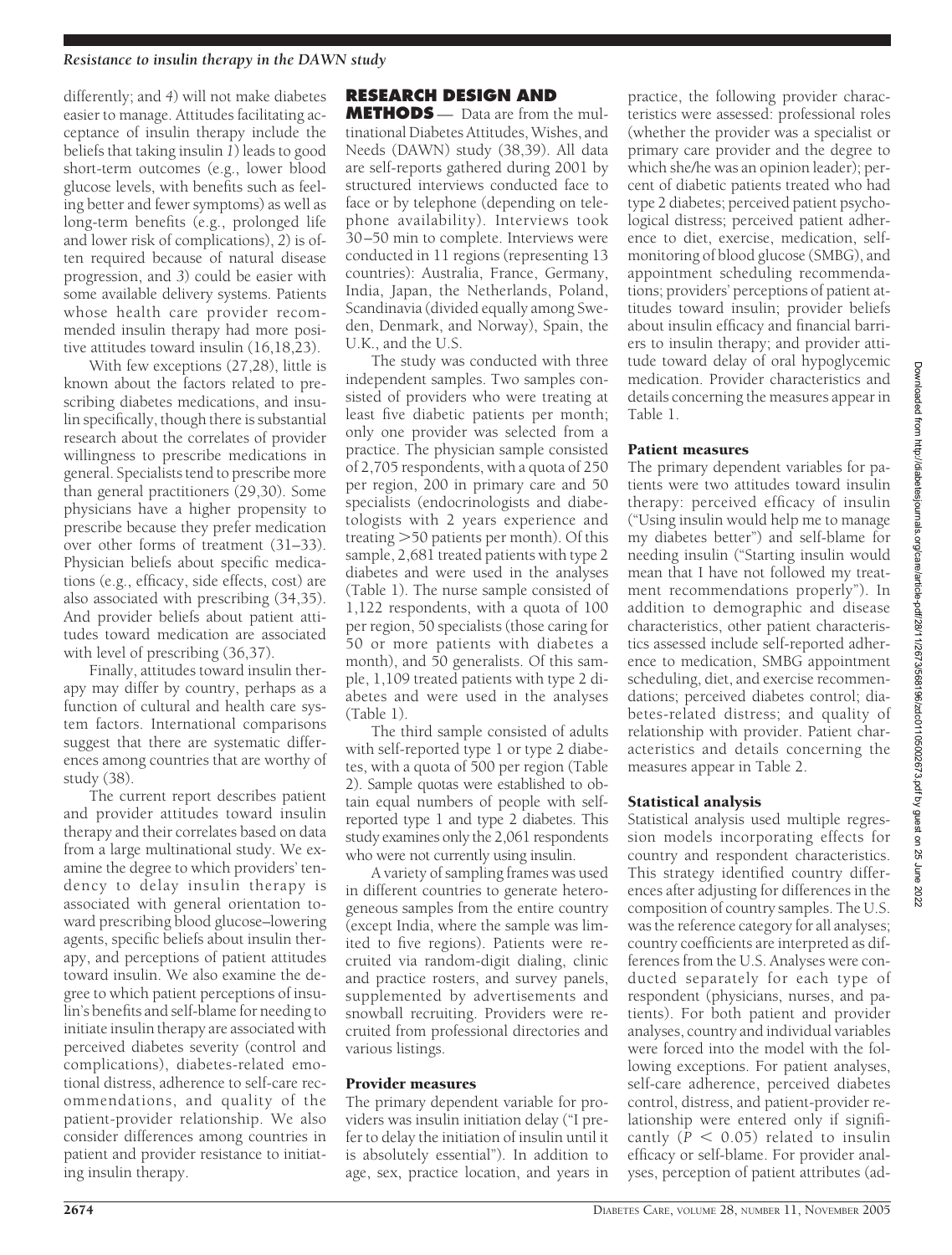differently; and *4*) will not make diabetes easier to manage. Attitudes facilitating acceptance of insulin therapy include the beliefs that taking insulin *1*) leads to good short-term outcomes (e.g., lower blood glucose levels, with benefits such as feeling better and fewer symptoms) as well as long-term benefits (e.g., prolonged life and lower risk of complications), *2*) is often required because of natural disease progression, and *3*) could be easier with some available delivery systems. Patients whose health care provider recommended insulin therapy had more positive attitudes toward insulin (16,18,23).

With few exceptions (27,28), little is known about the factors related to prescribing diabetes medications, and insulin specifically, though there is substantial research about the correlates of provider willingness to prescribe medications in general. Specialists tend to prescribe more than general practitioners (29,30). Some physicians have a higher propensity to prescribe because they prefer medication over other forms of treatment (31–33). Physician beliefs about specific medications (e.g., efficacy, side effects, cost) are also associated with prescribing (34,35). And provider beliefs about patient attitudes toward medication are associated with level of prescribing (36,37).

Finally, attitudes toward insulin therapy may differ by country, perhaps as a function of cultural and health care system factors. International comparisons suggest that there are systematic differences among countries that are worthy of study (38).

The current report describes patient and provider attitudes toward insulin therapy and their correlates based on data from a large multinational study. We examine the degree to which providers' tendency to delay insulin therapy is associated with general orientation toward prescribing blood glucose–lowering agents, specific beliefs about insulin therapy, and perceptions of patient attitudes toward insulin. We also examine the degree to which patient perceptions of insulin's benefits and self-blame for needing to initiate insulin therapy are associated with perceived diabetes severity (control and complications), diabetes-related emotional distress, adherence to self-care recommendations, and quality of the patient-provider relationship. We also consider differences among countries in patient and provider resistance to initiating insulin therapy.

## RESEARCH DESIGN AND METHODS

Data are from the multinational Diabetes Attitudes, Wishes, and Needs (DAWN) study (38,39). All data are self-reports gathered during 2001 by structured interviews conducted face to face or by telephone (depending on telephone availability). Interviews took 30–50 min to complete. Interviews were conducted in 11 regions (representing 13 countries): Australia, France, Germany, India, Japan, the Netherlands, Poland, Scandinavia (divided equally among Sweden, Denmark, and Norway), Spain, the U.K., and the U.S.

The study was conducted with three independent samples. Two samples consisted of providers who were treating at least five diabetic patients per month; only one provider was selected from a practice. The physician sample consisted of 2,705 respondents, with a quota of 250 per region, 200 in primary care and 50 specialists (endocrinologists and diabetologists with 2 years experience and treating >50 patients per month). Of this sample, 2,681 treated patients with type 2 diabetes and were used in the analyses (Table 1). The nurse sample consisted of 1,122 respondents, with a quota of 100 per region, 50 specialists (those caring for 50 or more patients with diabetes a month), and 50 generalists. Of this sample, 1,109 treated patients with type 2 diabetes and were used in the analyses (Table 1).

The third sample consisted of adults with self-reported type 1 or type 2 diabetes, with a quota of 500 per region (Table 2). Sample quotas were established to obtain equal numbers of people with self-reported type 1 and type 2 diabetes. This study examines only the 2,061 respondents who were not currently using insulin.

A variety of sampling frames was used in different countries to generate heterogeneous samples from the entire country (except India, where the sample was limited to five regions). Patients were recruited via random-digit dialing, clinic and practice rosters, and survey panels, supplemented by advertisements and snowball recruiting. Providers were recruited from professional directories and various listings.

### Provider measures

The primary dependent variable for providers was insulin initiation delay ("I prefer to delay the initiation of insulin until it is absolutely essential"). In addition to age, sex, practice location, and years in practice, the following provider characteristics were assessed: professional roles (whether the provider was a specialist or primary care provider and the degree to which she/he was an opinion leader); percent of diabetic patients treated who had type 2 diabetes; perceived patient psychological distress; perceived patient adherence to diet, exercise, medication, self-monitoring of blood glucose (SMBG), and appointment scheduling recommendations; providers' perceptions of patient attitudes toward insulin; provider beliefs about insulin efficacy and financial barriers to insulin therapy; and provider attitude toward delay of oral hypoglycemic medication. Provider characteristics and details concerning the measures appear in Table 1.

### Patient measures

The primary dependent variables for patients were two attitudes toward insulin therapy: perceived efficacy of insulin ("Using insulin would help me to manage my diabetes better") and self-blame for needing insulin ("Starting insulin would mean that I have not followed my treatment recommendations properly"). In addition to demographic and disease characteristics, other patient characteristics assessed include self-reported adherence to medication, SMBG appointment scheduling, diet, and exercise recommendations; perceived diabetes control; diabetes-related distress; and quality of relationship with provider. Patient characteristics and details concerning the measures appear in Table 2.

### Statistical analysis

Statistical analysis used multiple regression models incorporating effects for country and respondent characteristics. This strategy identified country differences after adjusting for differences in the composition of country samples. The U.S. was the reference category for all analyses; country coefficients are interpreted as differences from the U.S. Analyses were conducted separately for each type of respondent (physicians, nurses, and patients). For both patient and provider analyses, country and individual variables were forced into the model with the following exceptions. For patient analyses, self-care adherence, perceived diabetes control, distress, and patient-provider relationship were entered only if significantly ($P < 0.05$) related to insulin efficacy or self-blame. For provider analyses, perception of patient attributes (ad-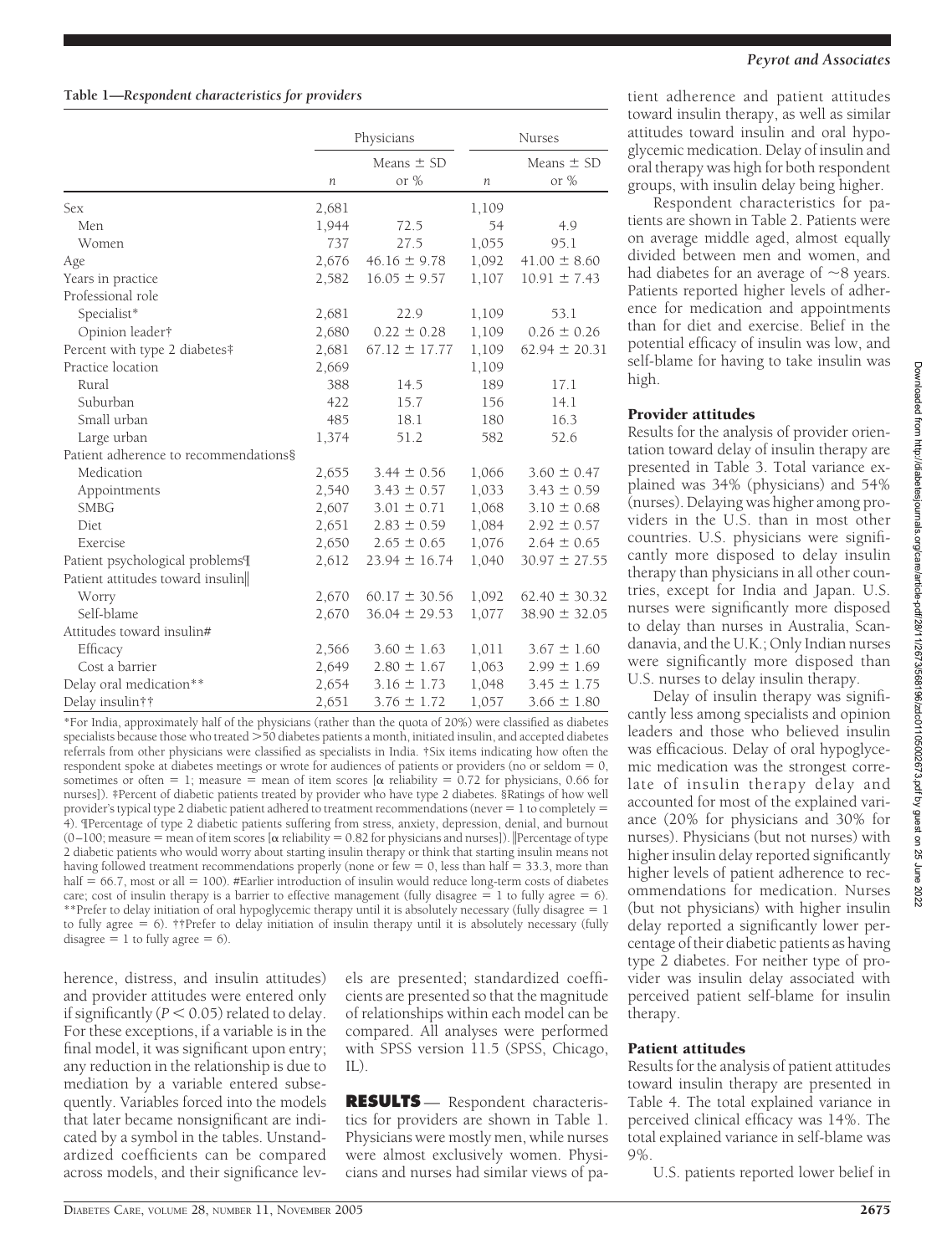**Table 1—Respondent characteristics for providers**

| | Physicians | | Nurses | |
|---|---|---|---|---|
| | $n$ | Means ± SD or % | $n$ | Means ± SD or % |
| Sex | 2,681 | | 1,109 | |
| Men | 1,944 | 72.5 | 54 | 4.9 |
| Women | 737 | 27.5 | 1,055 | 95.1 |
| Age | 2,676 | 46.16 ± 9.78 | 1,092 | 41.00 ± 8.60 |
| Years in practice | 2,582 | 16.05 ± 9.57 | 1,107 | 10.91 ± 7.43 |
| Professional role | | | | |
| Specialist* | 2,681 | 22.9 | 1,109 | 53.1 |
| Opinion leader† | 2,680 | 0.22 ± 0.28 | 1,109 | 0.26 ± 0.26 |
| Percent with type 2 diabetes‡ | 2,681 | 67.12 ± 17.77 | 1,109 | 62.94 ± 20.31 |
| Practice location | 2,669 | | 1,109 | |
| Rural | 388 | 14.5 | 189 | 17.1 |
| Suburban | 422 | 15.7 | 156 | 14.1 |
| Small urban | 485 | 18.1 | 180 | 16.3 |
| Large urban | 1,374 | 51.2 | 582 | 52.6 |
| Patient adherence to recommendations§ | | | | |
| Medication | 2,655 | 3.44 ± 0.56 | 1,066 | 3.60 ± 0.47 |
| Appointments | 2,540 | 3.43 ± 0.57 | 1,033 | 3.43 ± 0.59 |
| SMBG | 2,607 | 3.01 ± 0.71 | 1,068 | 3.10 ± 0.68 |
| Diet | 2,651 | 2.83 ± 0.59 | 1,084 | 2.92 ± 0.57 |
| Exercise | 2,650 | 2.65 ± 0.65 | 1,076 | 2.64 ± 0.65 |
| Patient psychological problems¶ | 2,612 | 23.94 ± 16.74 | 1,040 | 30.97 ± 27.55 |
| Patient attitudes toward insulin‖ | | | | |
| Worry | 2,670 | 60.17 ± 30.56 | 1,092 | 62.40 ± 30.32 |
| Self-blame | 2,670 | 36.04 ± 29.53 | 1,077 | 38.90 ± 32.05 |
| Attitudes toward insulin# | | | | |
| Efficacy | 2,566 | 3.60 ± 1.63 | 1,011 | 3.67 ± 1.60 |
| Cost a barrier | 2,649 | 2.80 ± 1.67 | 1,063 | 2.99 ± 1.69 |
| Delay oral medication** | 2,654 | 3.16 ± 1.73 | 1,048 | 3.45 ± 1.75 |
| Delay insulin†† | 2,651 | 3.76 ± 1.72 | 1,057 | 3.66 ± 1.80 |

*For India, approximately half of the physicians (rather than the quota of 20%) were classified as diabetes specialists because those who treated >50 diabetes patients a month, initiated insulin, and accepted diabetes referrals from other physicians were classified as specialists in India. †Six items indicating how often the respondent spoke at diabetes meetings or wrote for audiences of patients or providers (no or seldom = 0, sometimes or often = 1; measure = mean of item scores [α reliability = 0.72 for physicians, 0.66 for nurses]). ‡Percent of diabetic patients treated by provider who have type 2 diabetes. §Ratings of how well provider's typical type 2 diabetic patient adhered to treatment recommendations (never = 1 to completely = 4). ¶Percentage of type 2 diabetic patients suffering from stress, anxiety, depression, denial, and burnout (0–100; measure = mean of item scores [α reliability = 0.82 for physicians and nurses]). ‖Percentage of type 2 diabetic patients who would worry about starting insulin therapy or think that starting insulin means not having followed treatment recommendations properly (none or few = 0, less than half = 33.3, more than half = 66.7, most or all = 100). #Earlier introduction of insulin would reduce long-term costs of diabetes care; cost of insulin therapy is a barrier to effective management (fully disagree = 1 to fully agree = 6). **Prefer to delay initiation of oral hypoglycemic therapy until it is absolutely necessary (fully disagree = 1 to fully agree = 6). ††Prefer to delay initiation of insulin therapy until it is absolutely necessary (fully disagree = 1 to fully agree = 6).

herence, distress, and insulin attitudes) and provider attitudes were entered only if significantly ($P < 0.05$) related to delay. For these exceptions, if a variable is in the final model, it was significant upon entry; any reduction in the relationship is due to mediation by a variable entered subsequently. Variables forced into the models that later became nonsignificant are indicated by a symbol in the tables. Unstandardized coefficients can be compared across models, and their significance levels are presented; standardized coefficients are presented so that the magnitude of relationships within each model can be compared. All analyses were performed with SPSS version 11.5 (SPSS, Chicago, IL).

## RESULTS

Respondent characteristics for providers are shown in Table 1. Physicians were mostly men, while nurses were almost exclusively women. Physicians and nurses had similar views of patient adherence and patient attitudes toward insulin therapy, as well as similar attitudes toward insulin and oral hypoglycemic medication. Delay of insulin and oral therapy was high for both respondent groups, with insulin delay being higher.

Respondent characteristics for patients are shown in Table 2. Patients were on average middle aged, almost equally divided between men and women, and had diabetes for an average of ~8 years. Patients reported higher levels of adherence for medication and appointments than for diet and exercise. Belief in the potential efficacy of insulin was low, and self-blame for having to take insulin was high.

### Provider attitudes

Results for the analysis of provider orientation toward delay of insulin therapy are presented in Table 3. Total variance explained was 34% (physicians) and 54% (nurses). Delaying was higher among providers in the U.S. than in most other countries. U.S. physicians were significantly more disposed to delay insulin therapy than physicians in all other countries, except for India and Japan. U.S. nurses were significantly more disposed to delay than nurses in Australia, Scandanavia, and the U.K.; Only Indian nurses were significantly more disposed than U.S. nurses to delay insulin therapy.

Delay of insulin therapy was significantly less among specialists and opinion leaders and those who believed insulin was efficacious. Delay of oral hypoglycemic medication was the strongest correlate of insulin therapy delay and accounted for most of the explained variance (20% for physicians and 30% for nurses). Physicians (but not nurses) with higher insulin delay reported significantly higher levels of patient adherence to recommendations for medication. Nurses (but not physicians) with higher insulin delay reported a significantly lower percentage of their diabetic patients as having type 2 diabetes. For neither type of provider was insulin delay associated with perceived patient self-blame for insulin therapy.

### Patient attitudes

Results for the analysis of patient attitudes toward insulin therapy are presented in Table 4. The total explained variance in perceived clinical efficacy was 14%. The total explained variance in self-blame was 9%.

U.S. patients reported lower belief in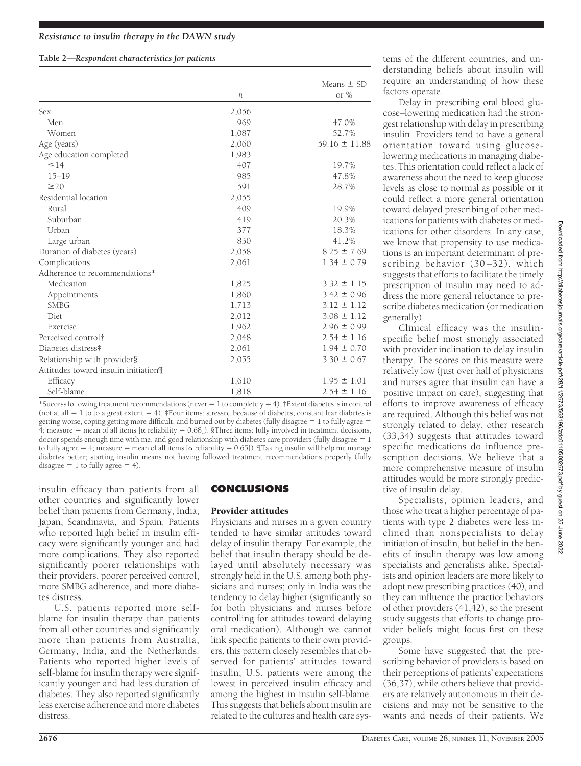**Table 2—Respondent characteristics for patients**

| | $n$ | Means ± SD or % |
|---|---|---|
| Sex | 2,056 | |
| Men | 969 | 47.0% |
| Women | 1,087 | 52.7% |
| Age (years) | 2,060 | 59.16 ± 11.88 |
| Age education completed | 1,983 | |
| ≤14 | 407 | 19.7% |
| 15–19 | 985 | 47.8% |
| ≥20 | 591 | 28.7% |
| Residential location | 2,055 | |
| Rural | 409 | 19.9% |
| Suburban | 419 | 20.3% |
| Urban | 377 | 18.3% |
| Large urban | 850 | 41.2% |
| Duration of diabetes (years) | 2,058 | 8.25 ± 7.69 |
| Complications | 2,061 | 1.34 ± 0.79 |
| Adherence to recommendations* | | |
| Medication | 1,825 | 3.32 ± 1.15 |
| Appointments | 1,860 | 3.42 ± 0.96 |
| SMBG | 1,713 | 3.12 ± 1.12 |
| Diet | 2,012 | 3.08 ± 1.12 |
| Exercise | 1,962 | 2.96 ± 0.99 |
| Perceived control† | 2,048 | 2.54 ± 1.16 |
| Diabetes distress‡ | 2,061 | 1.94 ± 0.70 |
| Relationship with provider§ | 2,055 | 3.30 ± 0.67 |
| Attitudes toward insulin initiation¶ | | |
| Efficacy | 1,610 | 1.95 ± 1.01 |
| Self-blame | 1,818 | 2.54 ± 1.16 |

*Success following treatment recommendations (never = 1 to completely = 4). †Extent diabetes is in control (not at all = 1 to to a great extent = 4). ‡Four items: stressed because of diabetes, constant fear diabetes is getting worse, coping getting more difficult, and burned out by diabetes (fully disagree = 1 to fully agree = 4; measure = mean of all items [α reliability = 0.68]). §Three items: fully involved in treatment decisions, doctor spends enough time with me, and good relationship with diabetes care providers (fully disagree = 1 to fully agree = 4; measure = mean of all items [α reliability = 0.65]). ¶Taking insulin will help me manage diabetes better; starting insulin means not having followed treatment recommendations properly (fully disagree = 1 to fully agree = 4).

insulin efficacy than patients from all other countries and significantly lower belief than patients from Germany, India, Japan, Scandinavia, and Spain. Patients who reported high belief in insulin efficacy were significantly younger and had more complications. They also reported significantly poorer relationships with their providers, poorer perceived control, more SMBG adherence, and more diabetes distress.

U.S. patients reported more self-blame for insulin therapy than patients from all other countries and significantly more than patients from Australia, Germany, India, and the Netherlands. Patients who reported higher levels of self-blame for insulin therapy were significantly younger and had less duration of diabetes. They also reported significantly less exercise adherence and more diabetes distress.

## CONCLUSIONS

### Provider attitudes

Physicians and nurses in a given country tended to have similar attitudes toward delay of insulin therapy. For example, the belief that insulin therapy should be delayed until absolutely necessary was strongly held in the U.S. among both physicians and nurses; only in India was the tendency to delay higher (significantly so for both physicians and nurses before controlling for attitudes toward delaying oral medication). Although we cannot link specific patients to their own providers, this pattern closely resembles that observed for patients' attitudes toward insulin; U.S. patients were among the lowest in perceived insulin efficacy and among the highest in insulin self-blame. This suggests that beliefs about insulin are related to the cultures and health care systems of the different countries, and understanding beliefs about insulin will require an understanding of how these factors operate.

Delay in prescribing oral blood glucose–lowering medication had the strongest relationship with delay in prescribing insulin. Providers tend to have a general orientation toward using glucose-lowering medications in managing diabetes. This orientation could reflect a lack of awareness about the need to keep glucose levels as close to normal as possible or it could reflect a more general orientation toward delayed prescribing of other medications for patients with diabetes or medications for other disorders. In any case, we know that propensity to use medications is an important determinant of prescribing behavior (30–32), which suggests that efforts to facilitate the timely prescription of insulin may need to address the more general reluctance to prescribe diabetes medication (or medication generally).

Clinical efficacy was the insulin-specific belief most strongly associated with provider inclination to delay insulin therapy. The scores on this measure were relatively low (just over half of physicians and nurses agree that insulin can have a positive impact on care), suggesting that efforts to improve awareness of efficacy are required. Although this belief was not strongly related to delay, other research (33,34) suggests that attitudes toward specific medications do influence prescription decisions. We believe that a more comprehensive measure of insulin attitudes would be more strongly predictive of insulin delay.

Specialists, opinion leaders, and those who treat a higher percentage of patients with type 2 diabetes were less inclined than nonspecialists to delay initiation of insulin, but belief in the benefits of insulin therapy was low among specialists and generalists alike. Specialists and opinion leaders are more likely to adopt new prescribing practices (40), and they can influence the practice behaviors of other providers (41,42), so the present study suggests that efforts to change provider beliefs might focus first on these groups.

Some have suggested that the prescribing behavior of providers is based on their perceptions of patients' expectations (36,37), while others believe that providers are relatively autonomous in their decisions and may not be sensitive to the wants and needs of their patients. We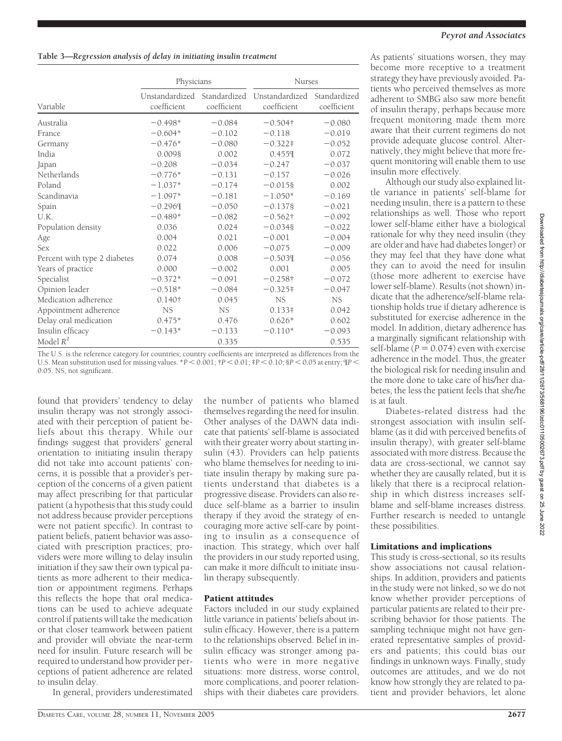**Table 3—Regression analysis of delay in initiating insulin treatment**

| Variable | Physicians | | Nurses | |
|---|---|---|---|---|
| | Unstandardized coefficient | Standardized coefficient | Unstandardized coefficient | Standardized coefficient |
| Australia | −0.498* | −0.084 | −0.504† | −0.080 |
| France | −0.604* | −0.102 | −0.118 | −0.019 |
| Germany | −0.476* | −0.080 | −0.322‡ | −0.052 |
| India | 0.009§ | 0.002 | 0.455¶ | 0.072 |
| Japan | −0.208 | −0.034 | −0.247 | −0.037 |
| Netherlands | −0.776* | −0.131 | −0.157 | −0.026 |
| Poland | −1.037* | −0.174 | −0.015§ | 0.002 |
| Scandinavia | −1.097* | −0.181 | −1.050* | −0.169 |
| Spain | −0.296¶ | −0.050 | −0.137§ | −0.021 |
| U.K. | −0.489* | −0.082 | −0.562† | −0.092 |
| Population density | 0.036 | 0.024 | −0.034§ | −0.022 |
| Age | 0.004 | 0.021 | −0.001 | −0.004 |
| Sex | 0.022 | 0.006 | −0.075 | −0.009 |
| Percent with type 2 diabetes | 0.074 | 0.008 | −0.503¶ | −0.056 |
| Years of practice | 0.000 | −0.002 | 0.001 | 0.005 |
| Specialist | −0.372* | −0.091 | −0.258† | −0.072 |
| Opinion leader | −0.518* | −0.084 | −0.325‡ | −0.047 |
| Medication adherence | 0.140† | 0.045 | NS | NS |
| Appointment adherence | NS | NS | 0.133‡ | 0.042 |
| Delay oral medication | 0.475* | 0.476 | 0.626* | 0.602 |
| Insulin efficacy | −0.143* | −0.133 | −0.110* | −0.093 |
| Model $R^2$ | | 0.335 | | 0.535 |

The U.S. is the reference category for countries; country coefficients are interpreted as differences from the U.S. Mean substitution used for missing values. *$P < 0.001$; †$P < 0.01$; ‡$P < 0.10$; §$P < 0.05$ at entry; ¶$P < 0.05$. NS, not significant.

found that providers' tendency to delay insulin therapy was not strongly associated with their perception of patient beliefs about this therapy. While our findings suggest that providers' general orientation to initiating insulin therapy did not take into account patients' concerns, it is possible that a provider's perception of the concerns of a given patient may affect prescribing for that particular patient (a hypothesis that this study could not address because provider perceptions were not patient specific). In contrast to patient beliefs, patient behavior was associated with prescription practices; providers were more willing to delay insulin initiation if they saw their own typical patients as more adherent to their medication or appointment regimens. Perhaps this reflects the hope that oral medications can be used to achieve adequate control if patients will take the medication or that closer teamwork between patient and provider will obviate the near-term need for insulin. Future research will be required to understand how provider perceptions of patient adherence are related to insulin delay.

In general, providers underestimated the number of patients who blamed themselves regarding the need for insulin. Other analyses of the DAWN data indicate that patients' self-blame is associated with their greater worry about starting insulin (43). Providers can help patients who blame themselves for needing to initiate insulin therapy by making sure patients understand that diabetes is a progressive disease. Providers can also reduce self-blame as a barrier to insulin therapy if they avoid the strategy of encouraging more active self-care by pointing to insulin as a consequence of inaction. This strategy, which over half the providers in our study reported using, can make it more difficult to initiate insulin therapy subsequently.

## Patient attitudes

Factors included in our study explained little variance in patients' beliefs about insulin efficacy. However, there is a pattern to the relationships observed. Belief in insulin efficacy was stronger among patients who were in more negative situations: more distress, worse control, more complications, and poorer relationships with their diabetes care providers. As patients' situations worsen, they may become more receptive to a treatment strategy they have previously avoided. Patients who perceived themselves as more adherent to SMBG also saw more benefit of insulin therapy, perhaps because more frequent monitoring made them more aware that their current regimens do not provide adequate glucose control. Alternatively, they might believe that more frequent monitoring will enable them to use insulin more effectively.

Although our study also explained little variance in patients' self-blame for needing insulin, there is a pattern to these relationships as well. Those who report lower self-blame either have a biological rationale for why they need insulin (they are older and have had diabetes longer) or they may feel that they have done what they can to avoid the need for insulin (those more adherent to exercise have lower self-blame). Results (not shown) indicate that the adherence/self-blame relationship holds true if dietary adherence is substituted for exercise adherence in the model. In addition, dietary adherence has a marginally significant relationship with self-blame ($P = 0.074$) even with exercise adherence in the model. Thus, the greater the biological risk for needing insulin and the more done to take care of his/her diabetes, the less the patient feels that she/he is at fault.

Diabetes-related distress had the strongest association with insulin self-blame (as it did with perceived benefits of insulin therapy), with greater self-blame associated with more distress. Because the data are cross-sectional, we cannot say whether they are causally related, but it is likely that there is a reciprocal relationship in which distress increases self-blame and self-blame increases distress. Further research is needed to untangle these possibilities.

## Limitations and implications

This study is cross-sectional, so its results show associations not causal relationships. In addition, providers and patients in the study were not linked, so we do not know whether provider perceptions of particular patients are related to their prescribing behavior for those patients. The sampling technique might not have generated representative samples of providers and patients; this could bias our findings in unknown ways. Finally, study outcomes are attitudes, and we do not know how strongly they are related to patient and provider behaviors, let alone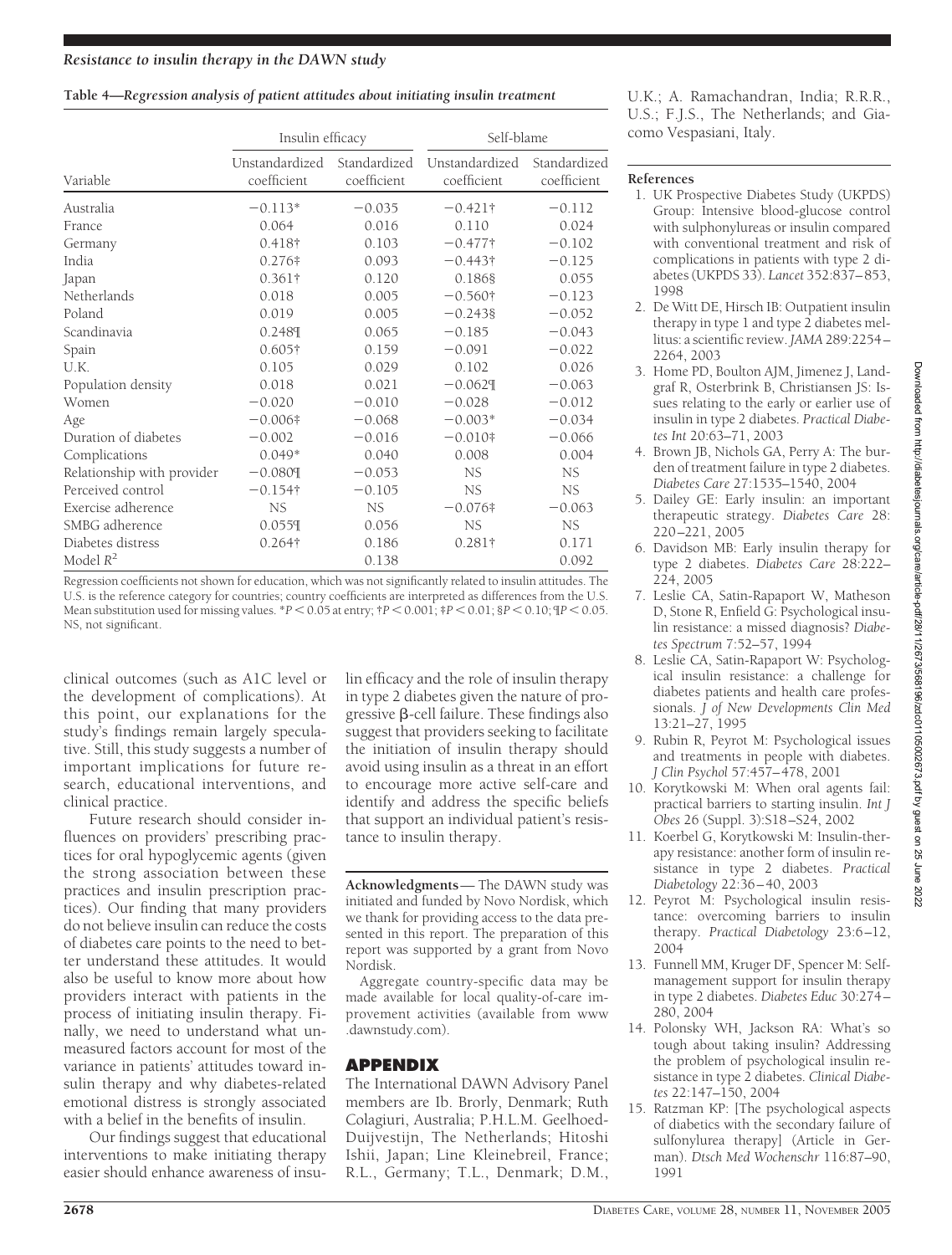**Table 4—Regression analysis of patient attitudes about initiating insulin treatment**

| | Insulin efficacy | | Self-blame | |
|---|---|---|---|---|
| Variable | Unstandardized coefficient | Standardized coefficient | Unstandardized coefficient | Standardized coefficient |
| Australia | −0.113* | −0.035 | −0.421† | −0.112 |
| France | 0.064 | 0.016 | 0.110 | 0.024 |
| Germany | 0.418† | 0.103 | −0.477† | −0.102 |
| India | 0.276‡ | 0.093 | −0.443† | −0.125 |
| Japan | 0.361† | 0.120 | 0.186§ | 0.055 |
| Netherlands | 0.018 | 0.005 | −0.560† | −0.123 |
| Poland | 0.019 | 0.005 | −0.243§ | −0.052 |
| Scandinavia | 0.248¶ | 0.065 | −0.185 | −0.043 |
| Spain | 0.605† | 0.159 | −0.091 | −0.022 |
| U.K. | 0.105 | 0.029 | 0.102 | 0.026 |
| Population density | 0.018 | 0.021 | −0.062¶ | −0.063 |
| Women | −0.020 | −0.010 | −0.028 | −0.012 |
| Age | −0.006‡ | −0.068 | −0.003* | −0.034 |
| Duration of diabetes | −0.002 | −0.016 | −0.010‡ | −0.066 |
| Complications | 0.049* | 0.040 | 0.008 | 0.004 |
| Relationship with provider | −0.080¶ | −0.053 | NS | NS |
| Perceived control | −0.154† | −0.105 | NS | NS |
| Exercise adherence | NS | NS | −0.076‡ | −0.063 |
| SMBG adherence | 0.055¶ | 0.056 | NS | NS |
| Diabetes distress | 0.264† | 0.186 | 0.281† | 0.171 |
| Model $R^2$ | | 0.138 | | 0.092 |

Regression coefficients not shown for education, which was not significantly related to insulin attitudes. The U.S. is the reference category for countries; country coefficients are interpreted as differences from the U.S. Mean substitution used for missing values. *$P < 0.05$ at entry; †$P < 0.001$; ‡$P < 0.01$; §$P < 0.10$; ¶$P < 0.05$. NS, not significant.

clinical outcomes (such as A1C level or the development of complications). At this point, our explanations for the study's findings remain largely speculative. Still, this study suggests a number of important implications for future research, educational interventions, and clinical practice.

Future research should consider influences on providers' prescribing practices for oral hypoglycemic agents (given the strong association between these practices and insulin prescription practices). Our finding that many providers do not believe insulin can reduce the costs of diabetes care points to the need to better understand these attitudes. It would also be useful to know more about how providers interact with patients in the process of initiating insulin therapy. Finally, we need to understand what unmeasured factors account for most of the variance in patients' attitudes toward insulin therapy and why diabetes-related emotional distress is strongly associated with a belief in the benefits of insulin.

Our findings suggest that educational interventions to make initiating therapy easier should enhance awareness of insulin efficacy and the role of insulin therapy in type 2 diabetes given the nature of progressive β-cell failure. These findings also suggest that providers seeking to facilitate the initiation of insulin therapy should avoid using insulin as a threat in an effort to encourage more active self-care and identify and address the specific beliefs that support an individual patient's resistance to insulin therapy.

**Acknowledgments**— The DAWN study was initiated and funded by Novo Nordisk, which we thank for providing access to the data presented in this report. The preparation of this report was supported by a grant from Novo Nordisk.

Aggregate country-specific data may be made available for local quality-of-care improvement activities (available from www.dawnstudy.com).

## APPENDIX

The International DAWN Advisory Panel members are Ib. Brorly, Denmark; Ruth Colagiuri, Australia; P.H.L.M. Geelhoed-Duijvestijn, The Netherlands; Hitoshi Ishii, Japan; Line Kleinebreil, France; R.L., Germany; T.L., Denmark; D.M., U.K.; A. Ramachandran, India; R.R.R., U.S.; F.J.S., The Netherlands; and Giacomo Vespasiani, Italy.

## References

1. UK Prospective Diabetes Study (UKPDS) Group: Intensive blood-glucose control with sulphonylureas or insulin compared with conventional treatment and risk of complications in patients with type 2 diabetes (UKPDS 33). *Lancet* 352:837–853, 1998
2. De Witt DE, Hirsch IB: Outpatient insulin therapy in type 1 and type 2 diabetes mellitus: a scientific review. *JAMA* 289:2254–2264, 2003
3. Home PD, Boulton AJM, Jimenez J, Landgraf R, Osterbrink B, Christiansen JS: Issues relating to the early or earlier use of insulin in type 2 diabetes. *Practical Diabetes Int* 20:63–71, 2003
4. Brown JB, Nichols GA, Perry A: The burden of treatment failure in type 2 diabetes. *Diabetes Care* 27:1535–1540, 2004
5. Dailey GE: Early insulin: an important therapeutic strategy. *Diabetes Care* 28: 220–221, 2005
6. Davidson MB: Early insulin therapy for type 2 diabetes. *Diabetes Care* 28:222–224, 2005
7. Leslie CA, Satin-Rapaport W, Matheson D, Stone R, Enfield G: Psychological insulin resistance: a missed diagnosis? *Diabetes Spectrum* 7:52–57, 1994
8. Leslie CA, Satin-Rapaport W: Psychological insulin resistance: a challenge for diabetes patients and health care professionals. *J of New Developments Clin Med* 13:21–27, 1995
9. Rubin R, Peyrot M: Psychological issues and treatments in people with diabetes. *J Clin Psychol* 57:457–478, 2001
10. Korytkowski M: When oral agents fail: practical barriers to starting insulin. *Int J Obes* 26 (Suppl. 3):S18–S24, 2002
11. Koerbel G, Korytkowski M: Insulin-therapy resistance: another form of insulin resistance in type 2 diabetes. *Practical Diabetology* 22:36–40, 2003
12. Peyrot M: Psychological insulin resistance: overcoming barriers to insulin therapy. *Practical Diabetology* 23:6–12, 2004
13. Funnell MM, Kruger DF, Spencer M: Self-management support for insulin therapy in type 2 diabetes. *Diabetes Educ* 30:274–280, 2004
14. Polonsky WH, Jackson RA: What's so tough about taking insulin? Addressing the problem of psychological insulin resistance in type 2 diabetes. *Clinical Diabetes* 22:147–150, 2004
15. Ratzman KP: [The psychological aspects of diabetics with the secondary failure of sulfonylurea therapy] (Article in German). *Dtsch Med Wochenschr* 116:87–90, 1991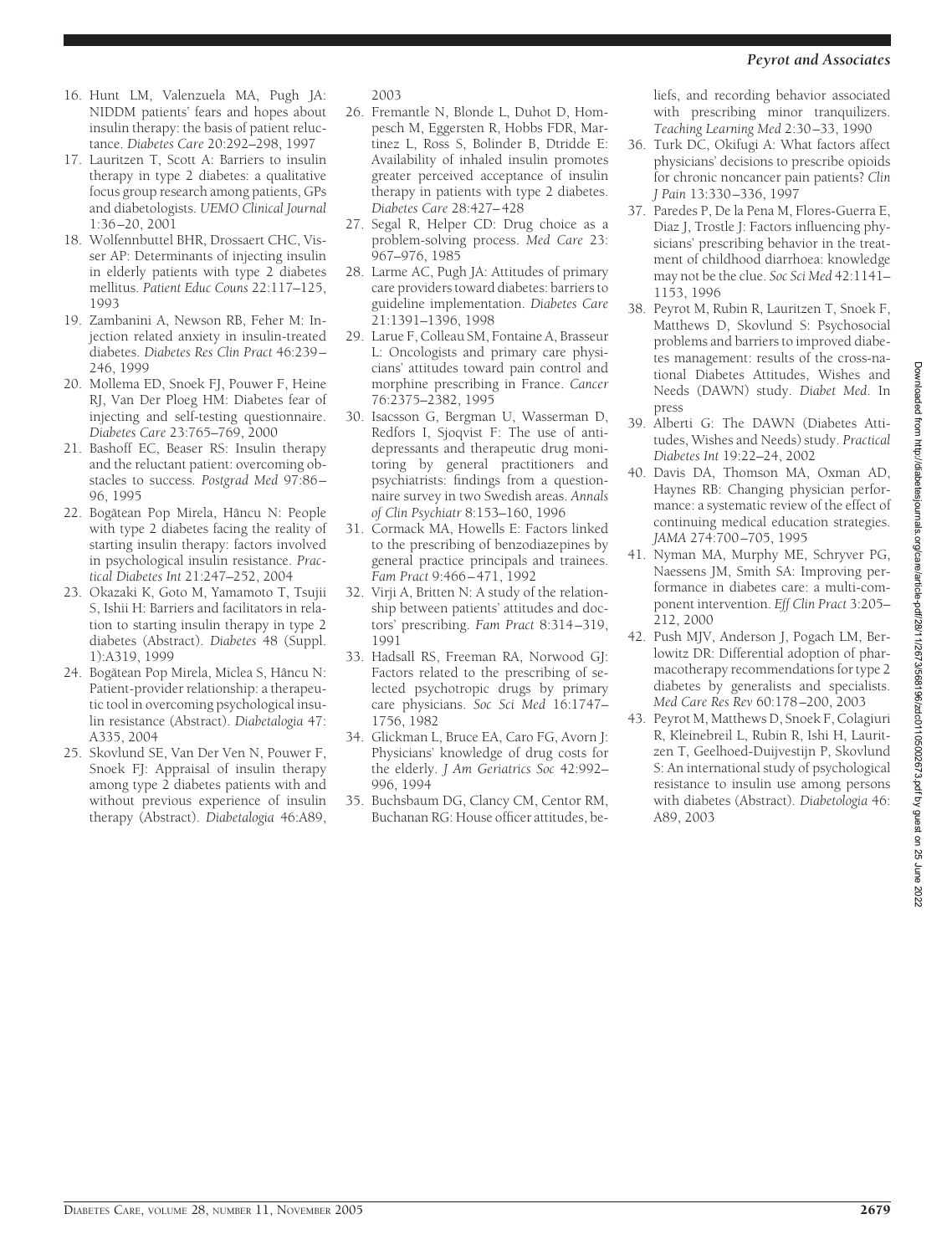16. Hunt LM, Valenzuela MA, Pugh JA: NIDDM patients' fears and hopes about insulin therapy: the basis of patient reluctance. *Diabetes Care* 20:292–298, 1997
17. Lauritzen T, Scott A: Barriers to insulin therapy in type 2 diabetes: a qualitative focus group research among patients, GPs and diabetologists. *UEMO Clinical Journal* 1:36–20, 2001
18. Wolfennbuttel BHR, Drossaert CHC, Visser AP: Determinants of injecting insulin in elderly patients with type 2 diabetes mellitus. *Patient Educ Couns* 22:117–125, 1993
19. Zambanini A, Newson RB, Feher M: Injection related anxiety in insulin-treated diabetes. *Diabetes Res Clin Pract* 46:239–246, 1999
20. Mollema ED, Snoek FJ, Pouwer F, Heine RJ, Van Der Ploeg HM: Diabetes fear of injecting and self-testing questionnaire. *Diabetes Care* 23:765–769, 2000
21. Bashoff EC, Beaser RS: Insulin therapy and the reluctant patient: overcoming obstacles to success. *Postgrad Med* 97:86–96, 1995
22. Bogătean Pop Mirela, Hâncu N: People with type 2 diabetes facing the reality of starting insulin therapy: factors involved in psychological insulin resistance. *Practical Diabetes Int* 21:247–252, 2004
23. Okazaki K, Goto M, Yamamoto T, Tsujii S, Ishii H: Barriers and facilitators in relation to starting insulin therapy in type 2 diabetes (Abstract). *Diabetes* 48 (Suppl. 1):A319, 1999
24. Bogătean Pop Mirela, Miclea S, Hâncu N: Patient-provider relationship: a therapeutic tool in overcoming psychological insulin resistance (Abstract). *Diabetalogia* 47: A335, 2004
25. Skovlund SE, Van Der Ven N, Pouwer F, Snoek FJ: Appraisal of insulin therapy among type 2 diabetes patients with and without previous experience of insulin therapy (Abstract). *Diabetalogia* 46:A89, 2003
26. Fremantle N, Blonde L, Duhot D, Hompesch M, Eggersten R, Hobbs FDR, Martinez L, Ross S, Bolinder B, Dtridde E: Availability of inhaled insulin promotes greater perceived acceptance of insulin therapy in patients with type 2 diabetes. *Diabetes Care* 28:427–428
27. Segal R, Helper CD: Drug choice as a problem-solving process. *Med Care* 23: 967–976, 1985
28. Larme AC, Pugh JA: Attitudes of primary care providers toward diabetes: barriers to guideline implementation. *Diabetes Care* 21:1391–1396, 1998
29. Larue F, Colleau SM, Fontaine A, Brasseur L: Oncologists and primary care physicians' attitudes toward pain control and morphine prescribing in France. *Cancer* 76:2375–2382, 1995
30. Isacsson G, Bergman U, Wasserman D, Redfors I, Sjoqvist F: The use of antidepressants and therapeutic drug monitoring by general practitioners and psychiatrists: findings from a questionnaire survey in two Swedish areas. *Annals of Clin Psychiatr* 8:153–160, 1996
31. Cormack MA, Howells E: Factors linked to the prescribing of benzodiazepines by general practice principals and trainees. *Fam Pract* 9:466–471, 1992
32. Virji A, Britten N: A study of the relationship between patients' attitudes and doctors' prescribing. *Fam Pract* 8:314–319, 1991
33. Hadsall RS, Freeman RA, Norwood GJ: Factors related to the prescribing of selected psychotropic drugs by primary care physicians. *Soc Sci Med* 16:1747–1756, 1982
34. Glickman L, Bruce EA, Caro FG, Avorn J: Physicians' knowledge of drug costs for the elderly. *J Am Geriatrics Soc* 42:992–996, 1994
35. Buchsbaum DG, Clancy CM, Centor RM, Buchanan RG: House officer attitudes, beliefs, and recording behavior associated with prescribing minor tranquilizers. *Teaching Learning Med* 2:30–33, 1990
36. Turk DC, Okifugi A: What factors affect physicians' decisions to prescribe opioids for chronic noncancer pain patients? *Clin J Pain* 13:330–336, 1997
37. Paredes P, De la Pena M, Flores-Guerra E, Diaz J, Trostle J: Factors influencing physicians' prescribing behavior in the treatment of childhood diarrhoea: knowledge may not be the clue. *Soc Sci Med* 42:1141–1153, 1996
38. Peyrot M, Rubin R, Lauritzen T, Snoek F, Matthews D, Skovlund S: Psychosocial problems and barriers to improved diabetes management: results of the cross-national Diabetes Attitudes, Wishes and Needs (DAWN) study. *Diabet Med*. In press
39. Alberti G: The DAWN (Diabetes Attitudes, Wishes and Needs) study. *Practical Diabetes Int* 19:22–24, 2002
40. Davis DA, Thomson MA, Oxman AD, Haynes RB: Changing physician performance: a systematic review of the effect of continuing medical education strategies. *JAMA* 274:700–705, 1995
41. Nyman MA, Murphy ME, Schryver PG, Naessens JM, Smith SA: Improving performance in diabetes care: a multi-component intervention. *Eff Clin Pract* 3:205–212, 2000
42. Push MJV, Anderson J, Pogach LM, Berlowitz DR: Differential adoption of pharmacotherapy recommendations for type 2 diabetes by generalists and specialists. *Med Care Res Rev* 60:178–200, 2003
43. Peyrot M, Matthews D, Snoek F, Colagiuri R, Kleinebreil L, Rubin R, Ishi H, Lauritzen T, Geelhoed-Duijvestijn P, Skovlund S: An international study of psychological resistance to insulin use among persons with diabetes (Abstract). *Diabetologia* 46: A89, 2003